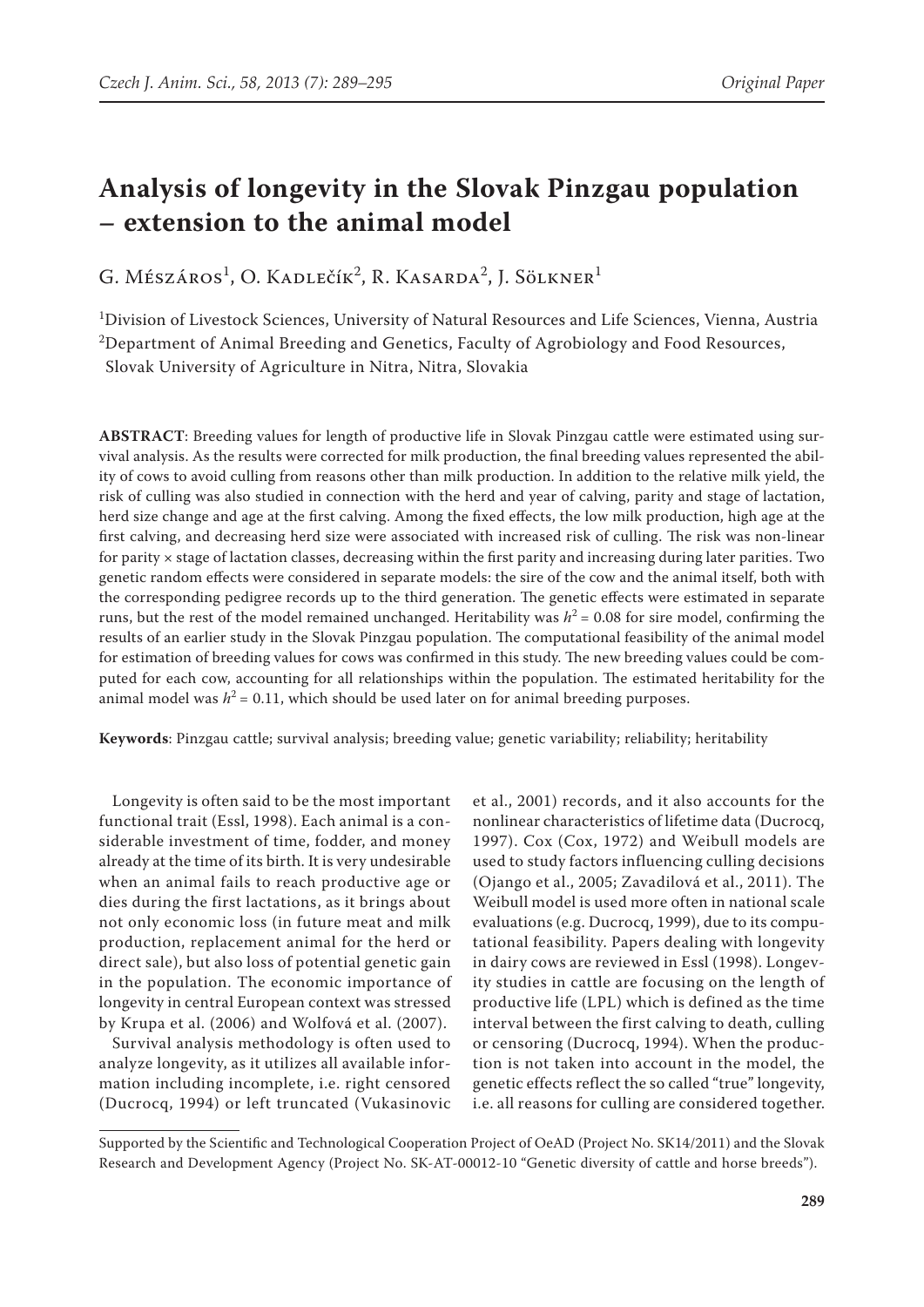# Analysis of longevity in the Slovak Pinzgau population – extension to the animal model

G. Mészáros[1], O. Kadlečík[2], R. Kasarda[2], J. Sölkner[1]

[1]Division of Livestock Sciences, University of Natural Resources and Life Sciences, Vienna, Austria
[2]Department of Animal Breeding and Genetics, Faculty of Agrobiology and Food Resources, Slovak University of Agriculture in Nitra, Nitra, Slovakia

**ABSTRACT**: Breeding values for length of productive life in Slovak Pinzgau cattle were estimated using survival analysis. As the results were corrected for milk production, the final breeding values represented the ability of cows to avoid culling from reasons other than milk production. In addition to the relative milk yield, the risk of culling was also studied in connection with the herd and year of calving, parity and stage of lactation, herd size change and age at the first calving. Among the fixed effects, the low milk production, high age at the first calving, and decreasing herd size were associated with increased risk of culling. The risk was non-linear for parity × stage of lactation classes, decreasing within the first parity and increasing during later parities. Two genetic random effects were considered in separate models: the sire of the cow and the animal itself, both with the corresponding pedigree records up to the third generation. The genetic effects were estimated in separate runs, but the rest of the model remained unchanged. Heritability was $h^2 = 0.08$ for sire model, confirming the results of an earlier study in the Slovak Pinzgau population. The computational feasibility of the animal model for estimation of breeding values for cows was confirmed in this study. The new breeding values could be computed for each cow, accounting for all relationships within the population. The estimated heritability for the animal model was $h^2 = 0.11$, which should be used later on for animal breeding purposes.

**Keywords**: Pinzgau cattle; survival analysis; breeding value; genetic variability; reliability; heritability

Longevity is often said to be the most important functional trait (Essl, 1998). Each animal is a considerable investment of time, fodder, and money already at the time of its birth. It is very undesirable when an animal fails to reach productive age or dies during the first lactations, as it brings about not only economic loss (in future meat and milk production, replacement animal for the herd or direct sale), but also loss of potential genetic gain in the population. The economic importance of longevity in central European context was stressed by Krupa et al. (2006) and Wolfová et al. (2007).

Survival analysis methodology is often used to analyze longevity, as it utilizes all available information including incomplete, i.e. right censored (Ducrocq, 1994) or left truncated (Vukasinovic et al., 2001) records, and it also accounts for the nonlinear characteristics of lifetime data (Ducrocq, 1997). Cox (Cox, 1972) and Weibull models are used to study factors influencing culling decisions (Ojango et al., 2005; Zavadilová et al., 2011). The Weibull model is used more often in national scale evaluations (e.g. Ducrocq, 1999), due to its computational feasibility. Papers dealing with longevity in dairy cows are reviewed in Essl (1998). Longevity studies in cattle are focusing on the length of productive life (LPL) which is defined as the time interval between the first calving to death, culling or censoring (Ducrocq, 1994). When the production is not taken into account in the model, the genetic effects reflect the so called "true" longevity, i.e. all reasons for culling are considered together.

Supported by the Scientific and Technological Cooperation Project of OeAD (Project No. SK14/2011) and the Slovak Research and Development Agency (Project No. SK-AT-00012-10 "Genetic diversity of cattle and horse breeds").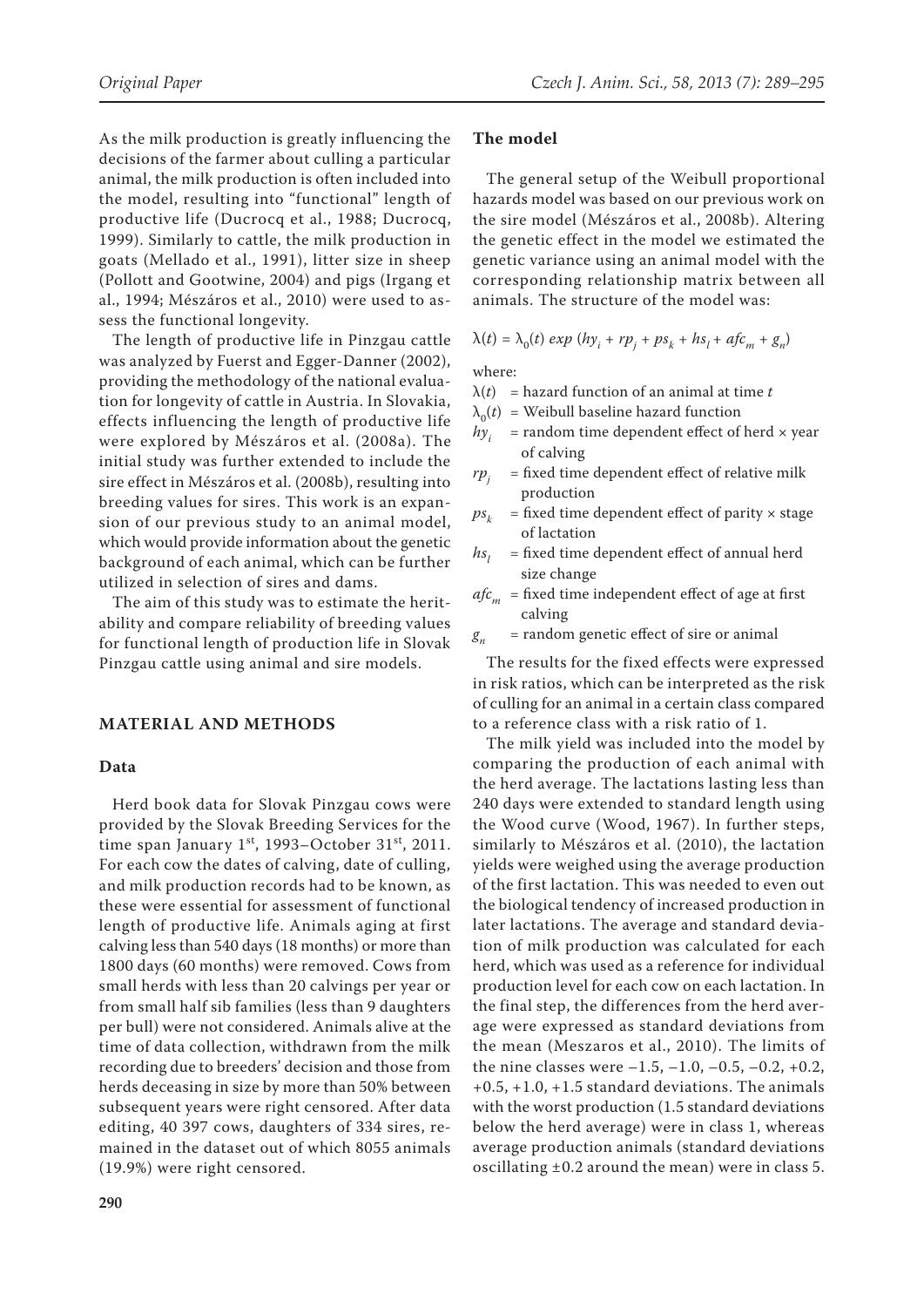As the milk production is greatly influencing the decisions of the farmer about culling a particular animal, the milk production is often included into the model, resulting into "functional" length of productive life (Ducrocq et al., 1988; Ducrocq, 1999). Similarly to cattle, the milk production in goats (Mellado et al., 1991), litter size in sheep (Pollott and Gootwine, 2004) and pigs (Irgang et al., 1994; Mészáros et al., 2010) were used to assess the functional longevity.

The length of productive life in Pinzgau cattle was analyzed by Fuerst and Egger-Danner (2002), providing the methodology of the national evaluation for longevity of cattle in Austria. In Slovakia, effects influencing the length of productive life were explored by Mészáros et al. (2008a). The initial study was further extended to include the sire effect in Mészáros et al. (2008b), resulting into breeding values for sires. This work is an expansion of our previous study to an animal model, which would provide information about the genetic background of each animal, which can be further utilized in selection of sires and dams.

The aim of this study was to estimate the heritability and compare reliability of breeding values for functional length of production life in Slovak Pinzgau cattle using animal and sire models.

## MATERIAL AND METHODS

### Data

Herd book data for Slovak Pinzgau cows were provided by the Slovak Breeding Services for the time span January 1st, 1993–October 31st, 2011. For each cow the dates of calving, date of culling, and milk production records had to be known, as these were essential for assessment of functional length of productive life. Animals aging at first calving less than 540 days (18 months) or more than 1800 days (60 months) were removed. Cows from small herds with less than 20 calvings per year or from small half sib families (less than 9 daughters per bull) were not considered. Animals alive at the time of data collection, withdrawn from the milk recording due to breeders' decision and those from herds deceasing in size by more than 50% between subsequent years were right censored. After data editing, 40 397 cows, daughters of 334 sires, remained in the dataset out of which 8055 animals (19.9%) were right censored.

### The model

The general setup of the Weibull proportional hazards model was based on our previous work on the sire model (Mészáros et al., 2008b). Altering the genetic effect in the model we estimated the genetic variance using an animal model with the corresponding relationship matrix between all animals. The structure of the model was:

$$\lambda(t) = \lambda_0(t)\, exp\, (hy_i + rp_j + ps_k + hs_l + afc_m + g_n)$$

where:

- $\lambda(t)$ = hazard function of an animal at time $t$
- $\lambda_0(t)$ = Weibull baseline hazard function
- $hy_i$ = random time dependent effect of herd × year of calving
- $rp_j$ = fixed time dependent effect of relative milk production
- $ps_k$ = fixed time dependent effect of parity × stage of lactation
- $hs_l$ = fixed time dependent effect of annual herd size change
- $afc_m$ = fixed time independent effect of age at first calving
- $g_n$ = random genetic effect of sire or animal

The results for the fixed effects were expressed in risk ratios, which can be interpreted as the risk of culling for an animal in a certain class compared to a reference class with a risk ratio of 1.

The milk yield was included into the model by comparing the production of each animal with the herd average. The lactations lasting less than 240 days were extended to standard length using the Wood curve (Wood, 1967). In further steps, similarly to Mészáros et al. (2010), the lactation yields were weighed using the average production of the first lactation. This was needed to even out the biological tendency of increased production in later lactations. The average and standard deviation of milk production was calculated for each herd, which was used as a reference for individual production level for each cow on each lactation. In the final step, the differences from the herd average were expressed as standard deviations from the mean (Meszaros et al., 2010). The limits of the nine classes were −1.5, −1.0, −0.5, −0.2, +0.2, +0.5, +1.0, +1.5 standard deviations. The animals with the worst production (1.5 standard deviations below the herd average) were in class 1, whereas average production animals (standard deviations oscillating ±0.2 around the mean) were in class 5.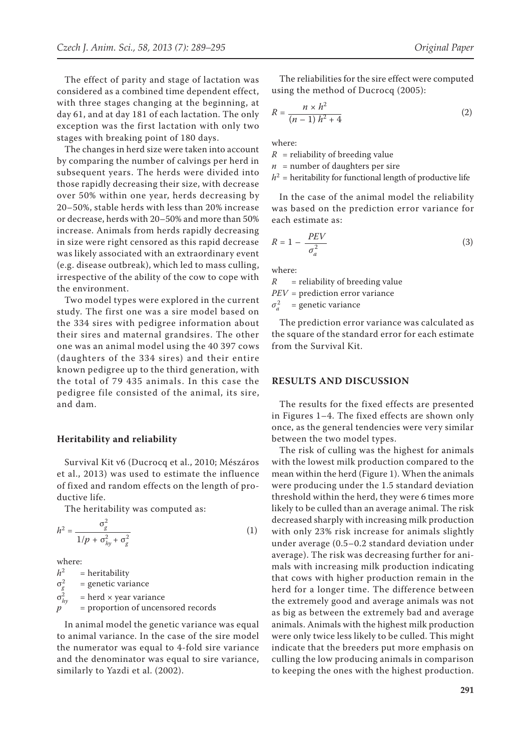The effect of parity and stage of lactation was considered as a combined time dependent effect, with three stages changing at the beginning, at day 61, and at day 181 of each lactation. The only exception was the first lactation with only two stages with breaking point of 180 days.

The changes in herd size were taken into account by comparing the number of calvings per herd in subsequent years. The herds were divided into those rapidly decreasing their size, with decrease over 50% within one year, herds decreasing by 20–50%, stable herds with less than 20% increase or decrease, herds with 20–50% and more than 50% increase. Animals from herds rapidly decreasing in size were right censored as this rapid decrease was likely associated with an extraordinary event (e.g. disease outbreak), which led to mass culling, irrespective of the ability of the cow to cope with the environment.

Two model types were explored in the current study. The first one was a sire model based on the 334 sires with pedigree information about their sires and maternal grandsires. The other one was an animal model using the 40 397 cows (daughters of the 334 sires) and their entire known pedigree up to the third generation, with the total of 79 435 animals. In this case the pedigree file consisted of the animal, its sire, and dam.

### Heritability and reliability

Survival Kit v6 (Ducrocq et al., 2010; Mészáros et al., 2013) was used to estimate the influence of fixed and random effects on the length of productive life.

The heritability was computed as:

$$h^2 = \frac{\sigma_g^2}{1/p + \sigma_{hy}^2 + \sigma_g^2} \tag{1}$$

where:

$h^2$ = heritability
$\sigma_g^2$ = genetic variance
$\sigma_{hy}^2$ = herd × year variance
$p$ = proportion of uncensored records

In animal model the genetic variance was equal to animal variance. In the case of the sire model the numerator was equal to 4-fold sire variance and the denominator was equal to sire variance, similarly to Yazdi et al. (2002).

The reliabilities for the sire effect were computed using the method of Ducrocq (2005):

$$R = \frac{n \times h^2}{(n-1)\,h^2 + 4} \tag{2}$$

where:

$R$ = reliability of breeding value
$n$ = number of daughters per sire
$h^2$ = heritability for functional length of productive life

In the case of the animal model the reliability was based on the prediction error variance for each estimate as:

$$R = 1 - \frac{PEV}{\sigma_a^2} \tag{3}$$

where:

$R$ = reliability of breeding value
$PEV$ = prediction error variance
$\sigma_a^2$ = genetic variance

The prediction error variance was calculated as the square of the standard error for each estimate from the Survival Kit.

## RESULTS AND DISCUSSION

The results for the fixed effects are presented in Figures 1–4. The fixed effects are shown only once, as the general tendencies were very similar between the two model types.

The risk of culling was the highest for animals with the lowest milk production compared to the mean within the herd (Figure 1). When the animals were producing under the 1.5 standard deviation threshold within the herd, they were 6 times more likely to be culled than an average animal. The risk decreased sharply with increasing milk production with only 23% risk increase for animals slightly under average (0.5–0.2 standard deviation under average). The risk was decreasing further for animals with increasing milk production indicating that cows with higher production remain in the herd for a longer time. The difference between the extremely good and average animals was not as big as between the extremely bad and average animals. Animals with the highest milk production were only twice less likely to be culled. This might indicate that the breeders put more emphasis on culling the low producing animals in comparison to keeping the ones with the highest production.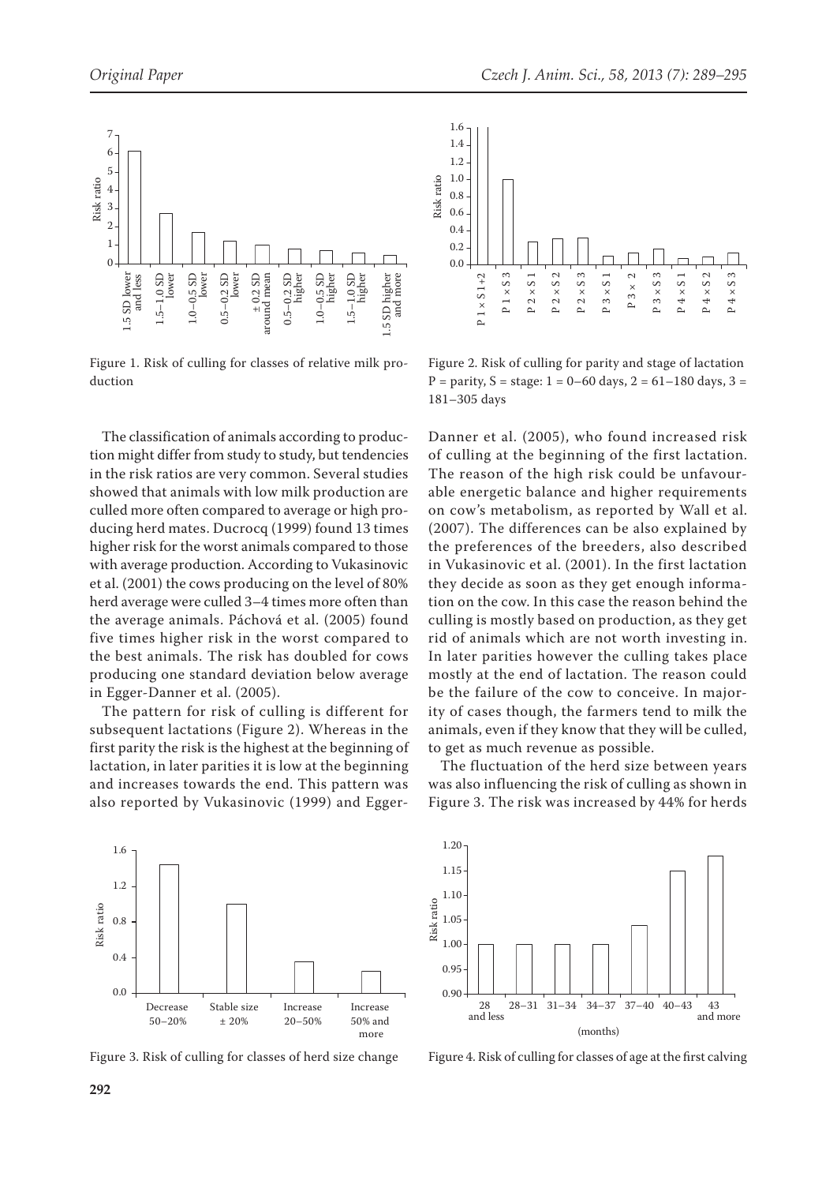Figure 1. Risk of culling for classes of relative milk production

Figure 2. Risk of culling for parity and stage of lactation P = parity, S = stage: 1 = 0–60 days, 2 = 61–180 days, 3 = 181–305 days

The classification of animals according to production might differ from study to study, but tendencies in the risk ratios are very common. Several studies showed that animals with low milk production are culled more often compared to average or high producing herd mates. Ducrocq (1999) found 13 times higher risk for the worst animals compared to those with average production. According to Vukasinovic et al. (2001) the cows producing on the level of 80% herd average were culled 3–4 times more often than the average animals. Páchová et al. (2005) found five times higher risk in the worst compared to the best animals. The risk has doubled for cows producing one standard deviation below average in Egger-Danner et al. (2005).

The pattern for risk of culling is different for subsequent lactations (Figure 2). Whereas in the first parity the risk is the highest at the beginning of lactation, in later parities it is low at the beginning and increases towards the end. This pattern was also reported by Vukasinovic (1999) and Egger-Danner et al. (2005), who found increased risk of culling at the beginning of the first lactation. The reason of the high risk could be unfavourable energetic balance and higher requirements on cow's metabolism, as reported by Wall et al. (2007). The differences can be also explained by the preferences of the breeders, also described in Vukasinovic et al. (2001). In the first lactation they decide as soon as they get enough information on the cow. In this case the reason behind the culling is mostly based on production, as they get rid of animals which are not worth investing in. In later parities however the culling takes place mostly at the end of lactation. The reason could be the failure of the cow to conceive. In majority of cases though, the farmers tend to milk the animals, even if they know that they will be culled, to get as much revenue as possible.

The fluctuation of the herd size between years was also influencing the risk of culling as shown in Figure 3. The risk was increased by 44% for herds

Figure 3. Risk of culling for classes of herd size change

Figure 4. Risk of culling for classes of age at the first calving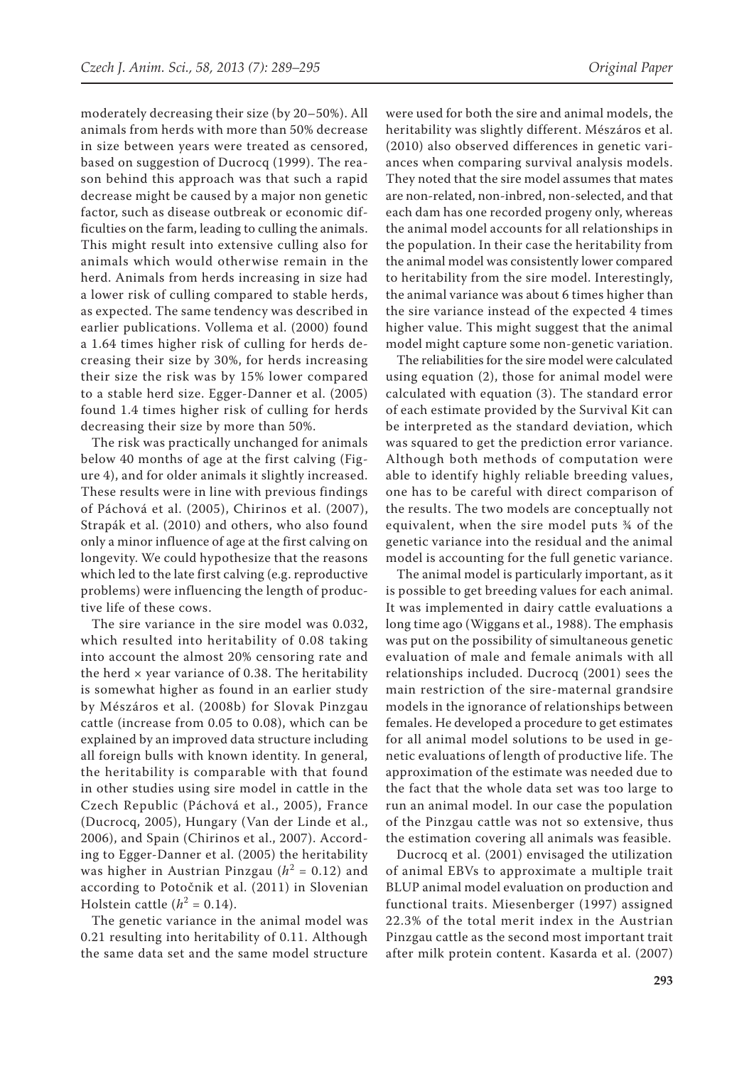moderately decreasing their size (by 20–50%). All animals from herds with more than 50% decrease in size between years were treated as censored, based on suggestion of Ducrocq (1999). The reason behind this approach was that such a rapid decrease might be caused by a major non genetic factor, such as disease outbreak or economic difficulties on the farm, leading to culling the animals. This might result into extensive culling also for animals which would otherwise remain in the herd. Animals from herds increasing in size had a lower risk of culling compared to stable herds, as expected. The same tendency was described in earlier publications. Vollema et al. (2000) found a 1.64 times higher risk of culling for herds decreasing their size by 30%, for herds increasing their size the risk was by 15% lower compared to a stable herd size. Egger-Danner et al. (2005) found 1.4 times higher risk of culling for herds decreasing their size by more than 50%.

The risk was practically unchanged for animals below 40 months of age at the first calving (Figure 4), and for older animals it slightly increased. These results were in line with previous findings of Páchová et al. (2005), Chirinos et al. (2007), Strapák et al. (2010) and others, who also found only a minor influence of age at the first calving on longevity. We could hypothesize that the reasons which led to the late first calving (e.g. reproductive problems) were influencing the length of productive life of these cows.

The sire variance in the sire model was 0.032, which resulted into heritability of 0.08 taking into account the almost 20% censoring rate and the herd × year variance of 0.38. The heritability is somewhat higher as found in an earlier study by Mészáros et al. (2008b) for Slovak Pinzgau cattle (increase from 0.05 to 0.08), which can be explained by an improved data structure including all foreign bulls with known identity. In general, the heritability is comparable with that found in other studies using sire model in cattle in the Czech Republic (Páchová et al., 2005), France (Ducrocq, 2005), Hungary (Van der Linde et al., 2006), and Spain (Chirinos et al., 2007). According to Egger-Danner et al. (2005) the heritability was higher in Austrian Pinzgau ($h^2$ = 0.12) and according to Potočnik et al. (2011) in Slovenian Holstein cattle ($h^2$ = 0.14).

The genetic variance in the animal model was 0.21 resulting into heritability of 0.11. Although the same data set and the same model structure were used for both the sire and animal models, the heritability was slightly different. Mészáros et al. (2010) also observed differences in genetic variances when comparing survival analysis models. They noted that the sire model assumes that mates are non-related, non-inbred, non-selected, and that each dam has one recorded progeny only, whereas the animal model accounts for all relationships in the population. In their case the heritability from the animal model was consistently lower compared to heritability from the sire model. Interestingly, the animal variance was about 6 times higher than the sire variance instead of the expected 4 times higher value. This might suggest that the animal model might capture some non-genetic variation.

The reliabilities for the sire model were calculated using equation (2), those for animal model were calculated with equation (3). The standard error of each estimate provided by the Survival Kit can be interpreted as the standard deviation, which was squared to get the prediction error variance. Although both methods of computation were able to identify highly reliable breeding values, one has to be careful with direct comparison of the results. The two models are conceptually not equivalent, when the sire model puts ¾ of the genetic variance into the residual and the animal model is accounting for the full genetic variance.

The animal model is particularly important, as it is possible to get breeding values for each animal. It was implemented in dairy cattle evaluations a long time ago (Wiggans et al., 1988). The emphasis was put on the possibility of simultaneous genetic evaluation of male and female animals with all relationships included. Ducrocq (2001) sees the main restriction of the sire-maternal grandsire models in the ignorance of relationships between females. He developed a procedure to get estimates for all animal model solutions to be used in genetic evaluations of length of productive life. The approximation of the estimate was needed due to the fact that the whole data set was too large to run an animal model. In our case the population of the Pinzgau cattle was not so extensive, thus the estimation covering all animals was feasible.

Ducrocq et al. (2001) envisaged the utilization of animal EBVs to approximate a multiple trait BLUP animal model evaluation on production and functional traits. Miesenberger (1997) assigned 22.3% of the total merit index in the Austrian Pinzgau cattle as the second most important trait after milk protein content. Kasarda et al. (2007)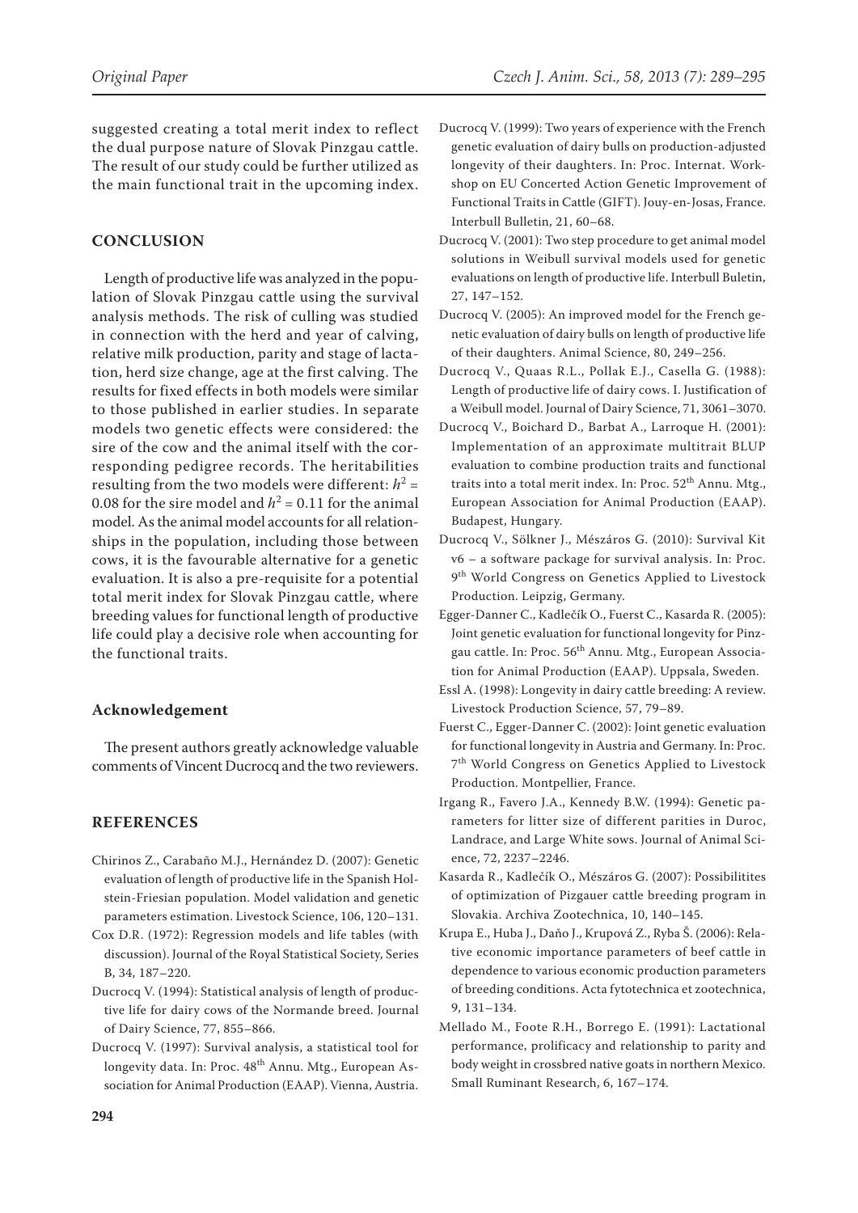suggested creating a total merit index to reflect the dual purpose nature of Slovak Pinzgau cattle. The result of our study could be further utilized as the main functional trait in the upcoming index.

## CONCLUSION

Length of productive life was analyzed in the population of Slovak Pinzgau cattle using the survival analysis methods. The risk of culling was studied in connection with the herd and year of calving, relative milk production, parity and stage of lactation, herd size change, age at the first calving. The results for fixed effects in both models were similar to those published in earlier studies. In separate models two genetic effects were considered: the sire of the cow and the animal itself with the corresponding pedigree records. The heritabilities resulting from the two models were different: $h^2$ = 0.08 for the sire model and $h^2$ = 0.11 for the animal model. As the animal model accounts for all relationships in the population, including those between cows, it is the favourable alternative for a genetic evaluation. It is also a pre-requisite for a potential total merit index for Slovak Pinzgau cattle, where breeding values for functional length of productive life could play a decisive role when accounting for the functional traits.

### Acknowledgement

The present authors greatly acknowledge valuable comments of Vincent Ducrocq and the two reviewers.

## REFERENCES

Chirinos Z., Carabaño M.J., Hernández D. (2007): Genetic evaluation of length of productive life in the Spanish Holstein-Friesian population. Model validation and genetic parameters estimation. Livestock Science, 106, 120–131.

Cox D.R. (1972): Regression models and life tables (with discussion). Journal of the Royal Statistical Society, Series B, 34, 187–220.

Ducrocq V. (1994): Statistical analysis of length of productive life for dairy cows of the Normande breed. Journal of Dairy Science, 77, 855–866.

Ducrocq V. (1997): Survival analysis, a statistical tool for longevity data. In: Proc. 48th Annu. Mtg., European Association for Animal Production (EAAP). Vienna, Austria.

Ducrocq V. (1999): Two years of experience with the French genetic evaluation of dairy bulls on production-adjusted longevity of their daughters. In: Proc. Internat. Workshop on EU Concerted Action Genetic Improvement of Functional Traits in Cattle (GIFT). Jouy-en-Josas, France. Interbull Bulletin, 21, 60–68.

Ducrocq V. (2001): Two step procedure to get animal model solutions in Weibull survival models used for genetic evaluations on length of productive life. Interbull Buletin, 27, 147–152.

Ducrocq V. (2005): An improved model for the French genetic evaluation of dairy bulls on length of productive life of their daughters. Animal Science, 80, 249–256.

Ducrocq V., Quaas R.L., Pollak E.J., Casella G. (1988): Length of productive life of dairy cows. I. Justification of a Weibull model. Journal of Dairy Science, 71, 3061–3070.

Ducrocq V., Boichard D., Barbat A., Larroque H. (2001): Implementation of an approximate multitrait BLUP evaluation to combine production traits and functional traits into a total merit index. In: Proc. 52th Annu. Mtg., European Association for Animal Production (EAAP). Budapest, Hungary.

Ducrocq V., Sölkner J., Mészáros G. (2010): Survival Kit v6 – a software package for survival analysis. In: Proc. 9th World Congress on Genetics Applied to Livestock Production. Leipzig, Germany.

Egger-Danner C., Kadlečík O., Fuerst C., Kasarda R. (2005): Joint genetic evaluation for functional longevity for Pinzgau cattle. In: Proc. 56th Annu. Mtg., European Association for Animal Production (EAAP). Uppsala, Sweden.

Essl A. (1998): Longevity in dairy cattle breeding: A review. Livestock Production Science, 57, 79–89.

Fuerst C., Egger-Danner C. (2002): Joint genetic evaluation for functional longevity in Austria and Germany. In: Proc. 7th World Congress on Genetics Applied to Livestock Production. Montpellier, France.

Irgang R., Favero J.A., Kennedy B.W. (1994): Genetic parameters for litter size of different parities in Duroc, Landrace, and Large White sows. Journal of Animal Science, 72, 2237–2246.

Kasarda R., Kadlečík O., Mészáros G. (2007): Possibilitites of optimization of Pizgauer cattle breeding program in Slovakia. Archiva Zootechnica, 10, 140–145.

Krupa E., Huba J., Daňo J., Krupová Z., Ryba Š. (2006): Relative economic importance parameters of beef cattle in dependence to various economic production parameters of breeding conditions. Acta fytotechnica et zootechnica, 9, 131–134.

Mellado M., Foote R.H., Borrego E. (1991): Lactational performance, prolificacy and relationship to parity and body weight in crossbred native goats in northern Mexico. Small Ruminant Research, 6, 167–174.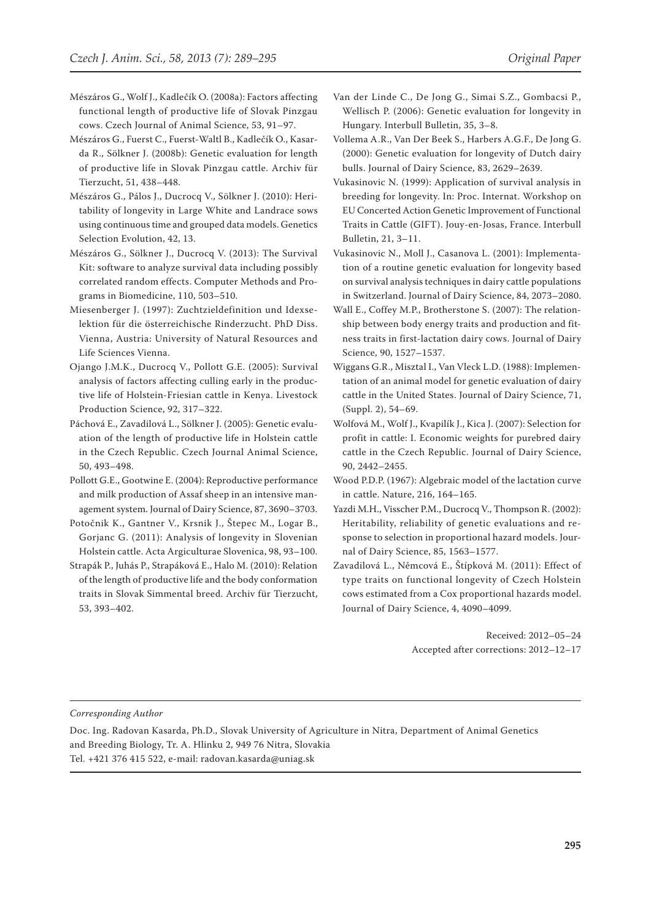Mészáros G., Wolf J., Kadlečík O. (2008a): Factors affecting functional length of productive life of Slovak Pinzgau cows. Czech Journal of Animal Science, 53, 91–97.

Mészáros G., Fuerst C., Fuerst-Waltl B., Kadlečík O., Kasarda R., Sölkner J. (2008b): Genetic evaluation for length of productive life in Slovak Pinzgau cattle. Archiv für Tierzucht, 51, 438–448.

Mészáros G., Pálos J., Ducrocq V., Sölkner J. (2010): Heritability of longevity in Large White and Landrace sows using continuous time and grouped data models. Genetics Selection Evolution, 42, 13.

Mészáros G., Sölkner J., Ducrocq V. (2013): The Survival Kit: software to analyze survival data including possibly correlated random effects. Computer Methods and Programs in Biomedicine, 110, 503–510.

Miesenberger J. (1997): Zuchtzieldefinition und Idexselektion für die österreichische Rinderzucht. PhD Diss. Vienna, Austria: University of Natural Resources and Life Sciences Vienna.

Ojango J.M.K., Ducrocq V., Pollott G.E. (2005): Survival analysis of factors affecting culling early in the productive life of Holstein-Friesian cattle in Kenya. Livestock Production Science, 92, 317–322.

Páchová E., Zavadilová L., Sölkner J. (2005): Genetic evaluation of the length of productive life in Holstein cattle in the Czech Republic. Czech Journal Animal Science, 50, 493–498.

Pollott G.E., Gootwine E. (2004): Reproductive performance and milk production of Assaf sheep in an intensive management system. Journal of Dairy Science, 87, 3690–3703.

Potočnik K., Gantner V., Krsnik J., Štepec M., Logar B., Gorjanc G. (2011): Analysis of longevity in Slovenian Holstein cattle. Acta Argiculturae Slovenica, 98, 93–100.

Strapák P., Juhás P., Strapáková E., Halo M. (2010): Relation of the length of productive life and the body conformation traits in Slovak Simmental breed. Archiv für Tierzucht, 53, 393–402.

Van der Linde C., De Jong G., Simai S.Z., Gombacsi P., Wellisch P. (2006): Genetic evaluation for longevity in Hungary. Interbull Bulletin, 35, 3–8.

Vollema A.R., Van Der Beek S., Harbers A.G.F., De Jong G. (2000): Genetic evaluation for longevity of Dutch dairy bulls. Journal of Dairy Science, 83, 2629–2639.

Vukasinovic N. (1999): Application of survival analysis in breeding for longevity. In: Proc. Internat. Workshop on EU Concerted Action Genetic Improvement of Functional Traits in Cattle (GIFT). Jouy-en-Josas, France. Interbull Bulletin, 21, 3–11.

Vukasinovic N., Moll J., Casanova L. (2001): Implementation of a routine genetic evaluation for longevity based on survival analysis techniques in dairy cattle populations in Switzerland. Journal of Dairy Science, 84, 2073–2080.

Wall E., Coffey M.P., Brotherstone S. (2007): The relationship between body energy traits and production and fitness traits in first-lactation dairy cows. Journal of Dairy Science, 90, 1527–1537.

Wiggans G.R., Misztal I., Van Vleck L.D. (1988): Implementation of an animal model for genetic evaluation of dairy cattle in the United States. Journal of Dairy Science, 71, (Suppl. 2), 54–69.

Wolfová M., Wolf J., Kvapilík J., Kica J. (2007): Selection for profit in cattle: I. Economic weights for purebred dairy cattle in the Czech Republic. Journal of Dairy Science, 90, 2442–2455.

Wood P.D.P. (1967): Algebraic model of the lactation curve in cattle. Nature, 216, 164–165.

Yazdi M.H., Visscher P.M., Ducrocq V., Thompson R. (2002): Heritability, reliability of genetic evaluations and response to selection in proportional hazard models. Journal of Dairy Science, 85, 1563–1577.

Zavadilová L., Němcová E., Štípková M. (2011): Effect of type traits on functional longevity of Czech Holstein cows estimated from a Cox proportional hazards model. Journal of Dairy Science, 4, 4090–4099.

Received: 2012–05–24
Accepted after corrections: 2012–12–17

*Corresponding Author*

Doc. Ing. Radovan Kasarda, Ph.D., Slovak University of Agriculture in Nitra, Department of Animal Genetics and Breeding Biology, Tr. A. Hlinku 2, 949 76 Nitra, Slovakia
Tel. +421 376 415 522, e-mail: radovan.kasarda@uniag.sk